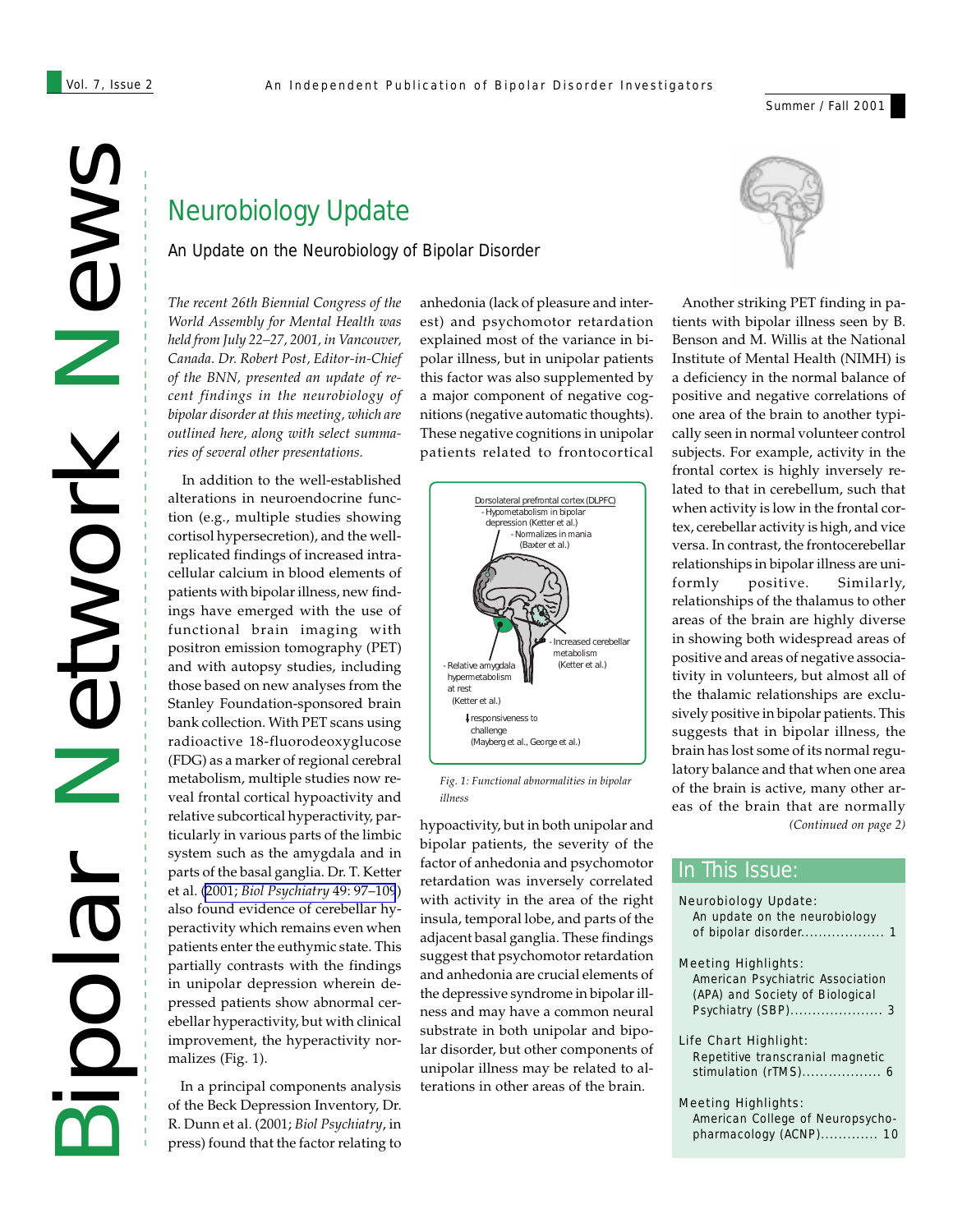# Bipolar Network News

An Independent Publication of Bipolar Disorder Investigators

Summer / Fall 2001

## Neurobiology Update

### An Update on the Neurobiology of Bipolar Disorder

*The recent 26th Biennial Congress of the World Assembly for Mental Health was held from July 22–27, 2001, in Vancouver, Canada. Dr. Robert Post, Editor-in-Chief of the BNN, presented an update of recent findings in the neurobiology of bipolar disorder at this meeting, which are outlined here, along with select summaries of several other presentations.*

In addition to the well-established alterations in neuroendocrine function (e.g., multiple studies showing cortisol hypersecretion), and the well-replicated findings of increased intracellular calcium in blood elements of patients with bipolar illness, new findings have emerged with the use of functional brain imaging with positron emission tomography (PET) and with autopsy studies, including those based on new analyses from the Stanley Foundation-sponsored brain bank collection. With PET scans using radioactive 18-fluorodeoxyglucose (FDG) as a marker of regional cerebral metabolism, multiple studies now reveal frontal cortical hypoactivity and relative subcortical hyperactivity, particularly in various parts of the limbic system such as the amygdala and in parts of the basal ganglia. Dr. T. Ketter et al. (2001; *Biol Psychiatry* 49: 97–109) also found evidence of cerebellar hyperactivity which remains even when patients enter the euthymic state. This partially contrasts with the findings in unipolar depression wherein depressed patients show abnormal cerebellar hyperactivity, but with clinical improvement, the hyperactivity normalizes (Fig. 1).

In a principal components analysis of the Beck Depression Inventory, Dr. R. Dunn et al. (2001; *Biol Psychiatry*, in press) found that the factor relating to anhedonia (lack of pleasure and interest) and psychomotor retardation explained most of the variance in bipolar illness, but in unipolar patients this factor was also supplemented by a major component of negative cognitions (negative automatic thoughts). These negative cognitions in unipolar patients related to frontocortical hypoactivity, but in both unipolar and bipolar patients, the severity of the factor of anhedonia and psychomotor retardation was inversely correlated with activity in the area of the right insula, temporal lobe, and parts of the adjacent basal ganglia. These findings suggest that psychomotor retardation and anhedonia are crucial elements of the depressive syndrome in bipolar illness and may have a common neural substrate in both unipolar and bipolar disorder, but other components of unipolar illness may be related to alterations in other areas of the brain.

Dorsolateral prefrontal cortex (DLPFC)
- Hypometabolism in bipolar depression (Ketter et al.)
- Normalizes in mania (Baxter et al.)

- Increased cerebellar metabolism (Ketter et al.)

- Relative amygdala hypermetabolism at rest (Ketter et al.)

↓ responsiveness to challenge (Mayberg et al., George et al.)

*Fig. 1: Functional abnormalities in bipolar illness*

Another striking PET finding in patients with bipolar illness seen by B. Benson and M. Willis at the National Institute of Mental Health (NIMH) is a deficiency in the normal balance of positive and negative correlations of one area of the brain to another typically seen in normal volunteer control subjects. For example, activity in the frontal cortex is highly inversely related to that in cerebellum, such that when activity is low in the frontal cortex, cerebellar activity is high, and vice versa. In contrast, the frontocerebellar relationships in bipolar illness are uniformly positive. Similarly, relationships of the thalamus to other areas of the brain are highly diverse in showing both widespread areas of positive and areas of negative associativity in volunteers, but almost all of the thalamic relationships are exclusively positive in bipolar patients. This suggests that in bipolar illness, the brain has lost some of its normal regulatory balance and that when one area of the brain is active, many other areas of the brain that are normally

*(Continued on page 2)*

## In This Issue:

- Neurobiology Update: An update on the neurobiology of bipolar disorder .................. 1
- Meeting Highlights: American Psychiatric Association (APA) and Society of Biological Psychiatry (SBP) .................... 3
- Life Chart Highlight: Repetitive transcranial magnetic stimulation (rTMS) .................. 6
- Meeting Highlights: American College of Neuropsychopharmacology (ACNP) ............. 10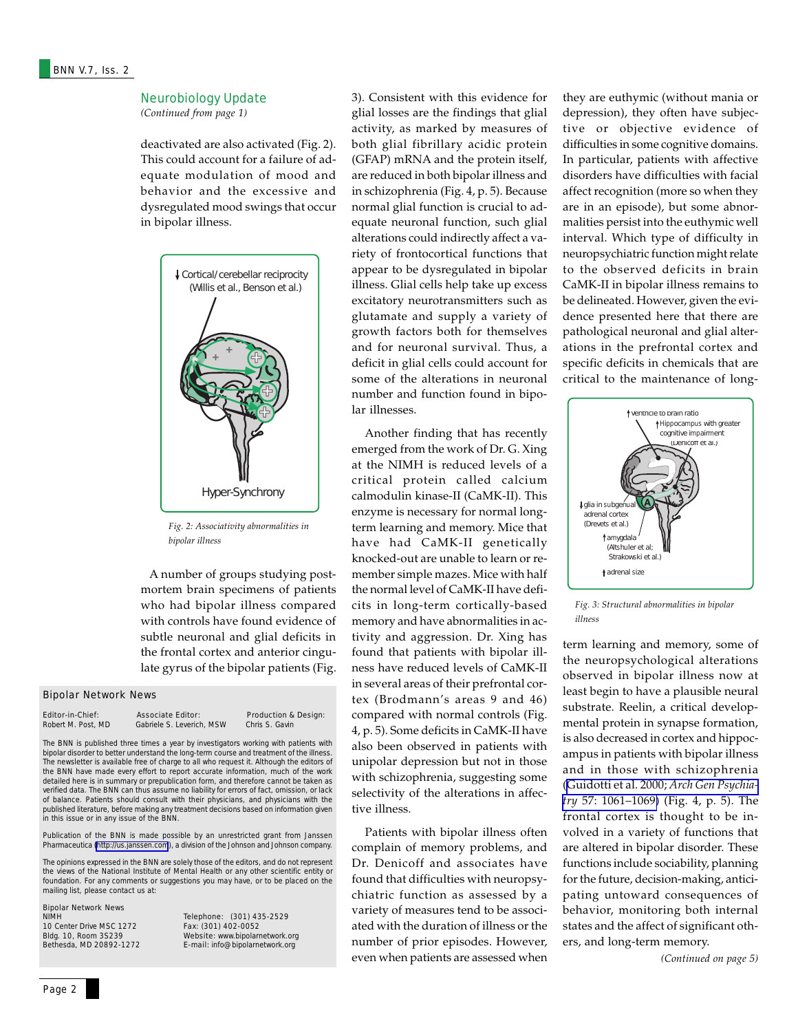## Neurobiology Update

*(Continued from page 1)*

deactivated are also activated (Fig. 2). This could account for a failure of adequate modulation of mood and behavior and the excessive and dysregulated mood swings that occur in bipolar illness.

↓Cortical/cerebellar reciprocity (Willis et al., Benson et al.)

Hyper-Synchrony

*Fig. 2: Associativity abnormalities in bipolar illness*

A number of groups studying postmortem brain specimens of patients who had bipolar illness compared with controls have found evidence of subtle neuronal and glial deficits in the frontal cortex and anterior cingulate gyrus of the bipolar patients (Fig. 3). Consistent with this evidence for glial losses are the findings that glial activity, as marked by measures of both glial fibrillary acidic protein (GFAP) mRNA and the protein itself, are reduced in both bipolar illness and in schizophrenia (Fig. 4, p. 5). Because normal glial function is crucial to adequate neuronal function, such glial alterations could indirectly affect a variety of frontocortical functions that appear to be dysregulated in bipolar illness. Glial cells help take up excess excitatory neurotransmitters such as glutamate and supply a variety of growth factors both for themselves and for neuronal survival. Thus, a deficit in glial cells could account for some of the alterations in neuronal number and function found in bipolar illnesses.

Another finding that has recently emerged from the work of Dr. G. Xing at the NIMH is reduced levels of a critical protein called calcium calmodulin kinase-II (CaMK-II). This enzyme is necessary for normal long-term learning and memory. Mice that have had CaMK-II genetically knocked-out are unable to learn or remember simple mazes. Mice with half the normal level of CaMK-II have deficits in long-term cortically-based memory and have abnormalities in activity and aggression. Dr. Xing has found that patients with bipolar illness have reduced levels of CaMK-II in several areas of their prefrontal cortex (Brodmann's areas 9 and 46) compared with normal controls (Fig. 4, p. 5). Some deficits in CaMK-II have also been observed in patients with unipolar depression but not in those with schizophrenia, suggesting some selectivity of the alterations in affective illness.

Patients with bipolar illness often complain of memory problems, and Dr. Denicoff and associates have found that difficulties with neuropsychiatric function as assessed by a variety of measures tend to be associated with the duration of illness or the number of prior episodes. However, even when patients are assessed when they are euthymic (without mania or depression), they often have subjective or objective evidence of difficulties in some cognitive domains. In particular, patients with affective disorders have difficulties with facial affect recognition (more so when they are in an episode), but some abnormalities persist into the euthymic well interval. Which type of difficulty in neuropsychiatric function might relate to the observed deficits in brain CaMK-II in bipolar illness remains to be delineated. However, given the evidence presented here that there are pathological neuronal and glial alterations in the prefrontal cortex and specific deficits in chemicals that are critical to the maintenance of long-term learning and memory, some of the neuropsychological alterations observed in bipolar illness now at least begin to have a plausible neural substrate. Reelin, a critical developmental protein in synapse formation, is also decreased in cortex and hippocampus in patients with bipolar illness and in those with schizophrenia (Guidotti et al. 2000; *Arch Gen Psychiatry* 57: 1061–1069) (Fig. 4, p. 5). The frontal cortex is thought to be involved in a variety of functions that are altered in bipolar disorder. These functions include sociability, planning for the future, decision-making, anticipating untoward consequences of behavior, monitoring both internal states and the affect of significant others, and long-term memory.

↑ventricle to brain ratio
↑Hippocampus with greater cognitive impairment (Denicoff et al.)
↓glia in subgenual adrenal cortex (Drevets et al.)
↑amygdala (Altshuler et al; Strakowski et al.)
↑adrenal size

*Fig. 3: Structural abnormalities in bipolar illness*

*(Continued on page 5)*

---

### Bipolar Network News

| Editor-in-Chief: | Associate Editor: | Production & Design: |
|---|---|---|
| Robert M. Post, MD | Gabriele S. Leverich, MSW | Chris S. Gavin |

The BNN is published three times a year by investigators working with patients with bipolar disorder to better understand the long-term course and treatment of the illness. The newsletter is available free of charge to all who request it. Although the editors of the BNN have made every effort to report accurate information, much of the work detailed here is in summary or prepublication form, and therefore cannot be taken as verified data. The BNN can thus assume no liability for errors of fact, omission, or lack of balance. Patients should consult with their physicians, and physicians with the published literature, before making any treatment decisions based on information given in this issue or in any issue of the BNN.

Publication of the BNN is made possible by an unrestricted grant from Janssen Pharmaceutica (http://us.janssen.com), a division of the Johnson and Johnson company.

The opinions expressed in the BNN are solely those of the editors, and do not represent the views of the National Institute of Mental Health or any other scientific entity or foundation. For any comments or suggestions you may have, or to be placed on the mailing list, please contact us at:

Bipolar Network News
NIMH
10 Center Drive MSC 1272
Bldg. 10, Room 3S239
Bethesda, MD 20892-1272

Telephone: (301) 435-2529
Fax: (301) 402-0052
Website: www.bipolarnetwork.org
E-mail: info@bipolarnetwork.org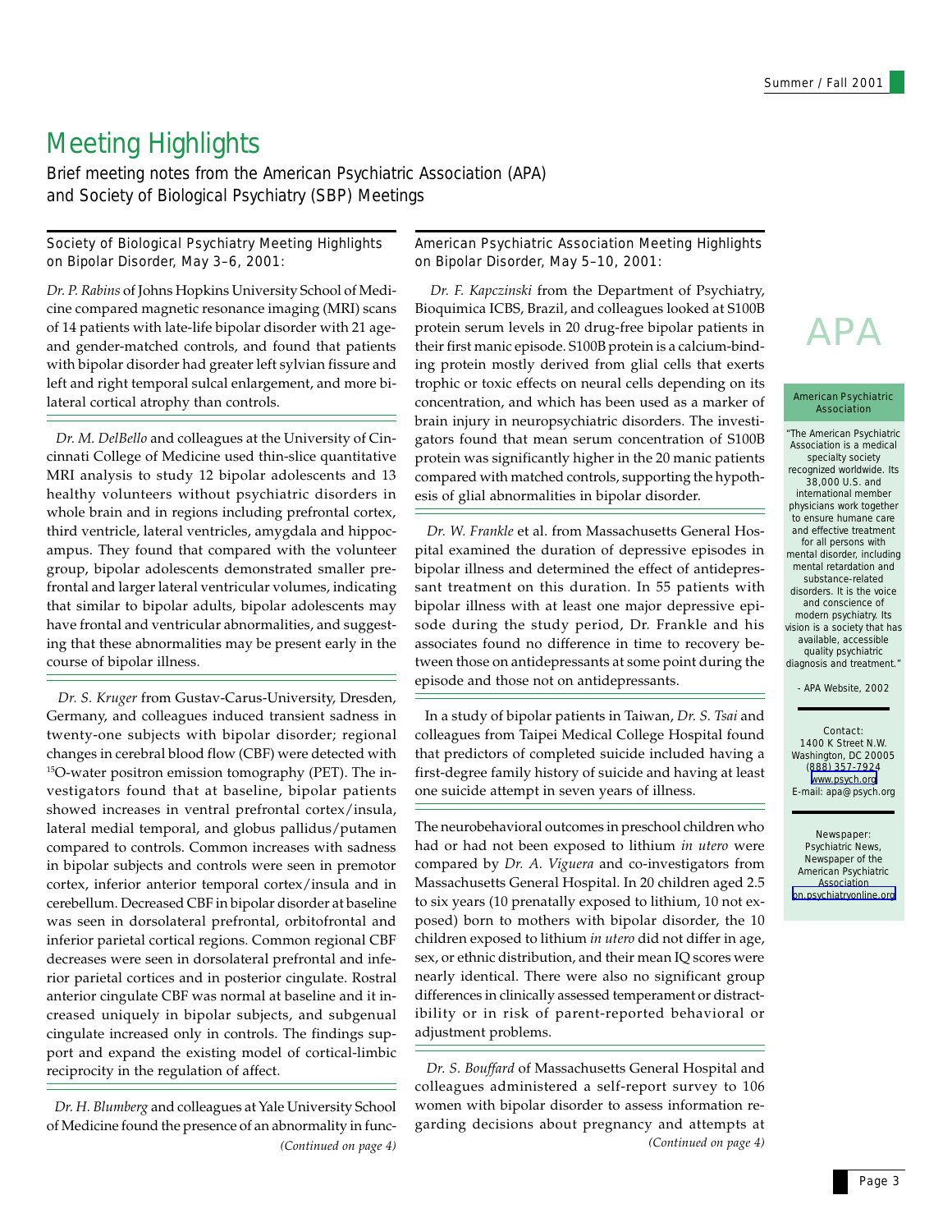# Meeting Highlights

Brief meeting notes from the American Psychiatric Association (APA) and Society of Biological Psychiatry (SBP) Meetings

## Society of Biological Psychiatry Meeting Highlights on Bipolar Disorder, May 3–6, 2001:

*Dr. P. Rabins* of Johns Hopkins University School of Medicine compared magnetic resonance imaging (MRI) scans of 14 patients with late-life bipolar disorder with 21 age- and gender-matched controls, and found that patients with bipolar disorder had greater left sylvian fissure and left and right temporal sulcal enlargement, and more bilateral cortical atrophy than controls.

*Dr. M. DelBello* and colleagues at the University of Cincinnati College of Medicine used thin-slice quantitative MRI analysis to study 12 bipolar adolescents and 13 healthy volunteers without psychiatric disorders in whole brain and in regions including prefrontal cortex, third ventricle, lateral ventricles, amygdala and hippocampus. They found that compared with the volunteer group, bipolar adolescents demonstrated smaller prefrontal and larger lateral ventricular volumes, indicating that similar to bipolar adults, bipolar adolescents may have frontal and ventricular abnormalities, and suggesting that these abnormalities may be present early in the course of bipolar illness.

*Dr. S. Kruger* from Gustav-Carus-University, Dresden, Germany, and colleagues induced transient sadness in twenty-one subjects with bipolar disorder; regional changes in cerebral blood flow (CBF) were detected with $^{15}$O-water positron emission tomography (PET). The investigators found that at baseline, bipolar patients showed increases in ventral prefrontal cortex/insula, lateral medial temporal, and globus pallidus/putamen compared to controls. Common increases with sadness in bipolar subjects and controls were seen in premotor cortex, inferior anterior temporal cortex/insula and in cerebellum. Decreased CBF in bipolar disorder at baseline was seen in dorsolateral prefrontal, orbitofrontal and inferior parietal cortical regions. Common regional CBF decreases were seen in dorsolateral prefrontal and inferior parietal cortices and in posterior cingulate. Rostral anterior cingulate CBF was normal at baseline and it increased uniquely in bipolar subjects, and subgenual cingulate increased only in controls. The findings support and expand the existing model of cortical-limbic reciprocity in the regulation of affect.

*Dr. H. Blumberg* and colleagues at Yale University School of Medicine found the presence of an abnormality in func-

*(Continued on page 4)*

## American Psychiatric Association Meeting Highlights on Bipolar Disorder, May 5–10, 2001:

*Dr. F. Kapczinski* from the Department of Psychiatry, Bioquimica ICBS, Brazil, and colleagues looked at S100B protein serum levels in 20 drug-free bipolar patients in their first manic episode. S100B protein is a calcium-binding protein mostly derived from glial cells that exerts trophic or toxic effects on neural cells depending on its concentration, and which has been used as a marker of brain injury in neuropsychiatric disorders. The investigators found that mean serum concentration of S100B protein was significantly higher in the 20 manic patients compared with matched controls, supporting the hypothesis of glial abnormalities in bipolar disorder.

*Dr. W. Frankle* et al. from Massachusetts General Hospital examined the duration of depressive episodes in bipolar illness and determined the effect of antidepressant treatment on this duration. In 55 patients with bipolar illness with at least one major depressive episode during the study period, Dr. Frankle and his associates found no difference in time to recovery between those on antidepressants at some point during the episode and those not on antidepressants.

In a study of bipolar patients in Taiwan, *Dr. S. Tsai* and colleagues from Taipei Medical College Hospital found that predictors of completed suicide included having a first-degree family history of suicide and having at least one suicide attempt in seven years of illness.

The neurobehavioral outcomes in preschool children who had or had not been exposed to lithium *in utero* were compared by *Dr. A. Viguera* and co-investigators from Massachusetts General Hospital. In 20 children aged 2.5 to six years (10 prenatally exposed to lithium, 10 not exposed) born to mothers with bipolar disorder, the 10 children exposed to lithium *in utero* did not differ in age, sex, or ethnic distribution, and their mean IQ scores were nearly identical. There were also no significant group differences in clinically assessed temperament or distractibility or in risk of parent-reported behavioral or adjustment problems.

*Dr. S. Bouffard* of Massachusetts General Hospital and colleagues administered a self-report survey to 106 women with bipolar disorder to assess information regarding decisions about pregnancy and attempts at

*(Continued on page 4)*

---

APA

**American Psychiatric Association**

"The American Psychiatric Association is a medical specialty society recognized worldwide. Its 38,000 U.S. and international member physicians work together to ensure humane care and effective treatment for all persons with mental disorder, including mental retardation and substance-related disorders. It is the voice and conscience of modern psychiatry. Its vision is a society that has available, accessible quality psychiatric diagnosis and treatment."

- APA Website, 2002

Contact:
1400 K Street N.W.
Washington, DC 20005
(888) 357-7924
www.psych.org
E-mail: apa@psych.org

Newspaper:
Psychiatric News, Newspaper of the American Psychiatric Association
pn.psychiatryonline.org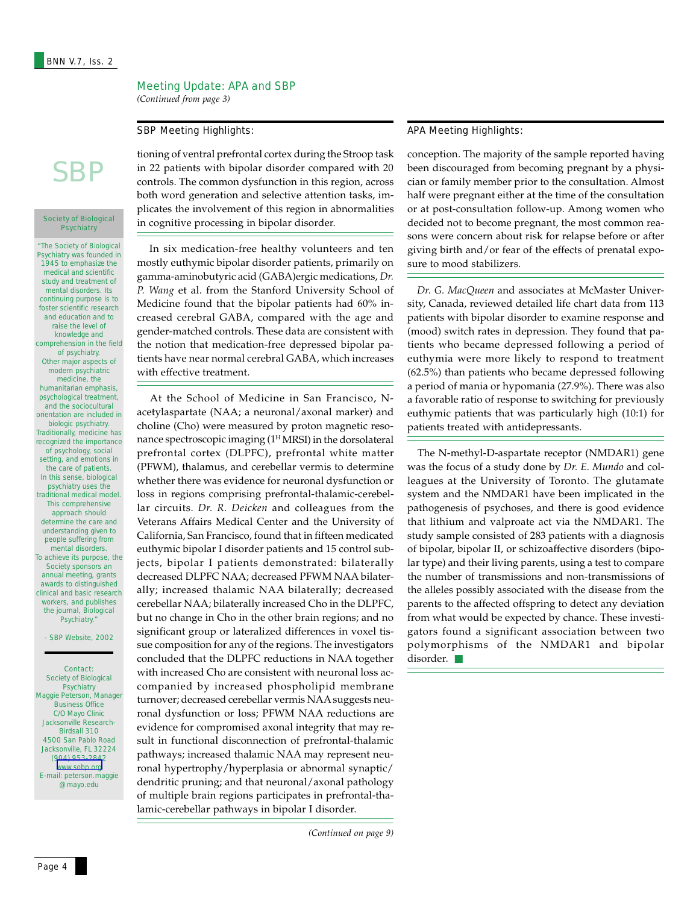## Meeting Update: APA and SBP

*(Continued from page 3)*

### SBP Meeting Highlights:

tioning of ventral prefrontal cortex during the Stroop task in 22 patients with bipolar disorder compared with 20 controls. The common dysfunction in this region, across both word generation and selective attention tasks, implicates the involvement of this region in abnormalities in cognitive processing in bipolar disorder.

In six medication-free healthy volunteers and ten mostly euthymic bipolar disorder patients, primarily on gamma-aminobutyric acid (GABA)ergic medications, *Dr. P. Wang* et al. from the Stanford University School of Medicine found that the bipolar patients had 60% increased cerebral GABA, compared with the age and gender-matched controls. These data are consistent with the notion that medication-free depressed bipolar patients have near normal cerebral GABA, which increases with effective treatment.

At the School of Medicine in San Francisco, N-acetylaspartate (NAA; a neuronal/axonal marker) and choline (Cho) were measured by proton magnetic resonance spectroscopic imaging ($^{1H}$ MRSI) in the dorsolateral prefrontal cortex (DLPFC), prefrontal white matter (PFWM), thalamus, and cerebellar vermis to determine whether there was evidence for neuronal dysfunction or loss in regions comprising prefrontal-thalamic-cerebellar circuits. *Dr. R. Deicken* and colleagues from the Veterans Affairs Medical Center and the University of California, San Francisco, found that in fifteen medicated euthymic bipolar I disorder patients and 15 control subjects, bipolar I patients demonstrated: bilaterally decreased DLPFC NAA; decreased PFWM NAA bilaterally; increased thalamic NAA bilaterally; decreased cerebellar NAA; bilaterally increased Cho in the DLPFC, but no change in Cho in the other brain regions; and no significant group or lateralized differences in voxel tissue composition for any of the regions. The investigators concluded that the DLPFC reductions in NAA together with increased Cho are consistent with neuronal loss accompanied by increased phospholipid membrane turnover; decreased cerebellar vermis NAA suggests neuronal dysfunction or loss; PFWM NAA reductions are evidence for compromised axonal integrity that may result in functional disconnection of prefrontal-thalamic pathways; increased thalamic NAA may represent neuronal hypertrophy/hyperplasia or abnormal synaptic/dendritic pruning; and that neuronal/axonal pathology of multiple brain regions participates in prefrontal-thalamic-cerebellar pathways in bipolar I disorder.

*(Continued on page 9)*

### APA Meeting Highlights:

conception. The majority of the sample reported having been discouraged from becoming pregnant by a physician or family member prior to the consultation. Almost half were pregnant either at the time of the consultation or at post-consultation follow-up. Among women who decided not to become pregnant, the most common reasons were concern about risk for relapse before or after giving birth and/or fear of the effects of prenatal exposure to mood stabilizers.

*Dr. G. MacQueen* and associates at McMaster University, Canada, reviewed detailed life chart data from 113 patients with bipolar disorder to examine response and (mood) switch rates in depression. They found that patients who became depressed following a period of euthymia were more likely to respond to treatment (62.5%) than patients who became depressed following a period of mania or hypomania (27.9%). There was also a favorable ratio of response to switching for previously euthymic patients that was particularly high (10:1) for patients treated with antidepressants.

The N-methyl-D-aspartate receptor (NMDAR1) gene was the focus of a study done by *Dr. E. Mundo* and colleagues at the University of Toronto. The glutamate system and the NMDAR1 have been implicated in the pathogenesis of psychoses, and there is good evidence that lithium and valproate act via the NMDAR1. The study sample consisted of 283 patients with a diagnosis of bipolar, bipolar II, or schizoaffective disorders (bipolar type) and their living parents, using a test to compare the number of transmissions and non-transmissions of the alleles possibly associated with the disease from the parents to the affected offspring to detect any deviation from what would be expected by chance. These investigators found a significant association between two polymorphisms of the NMDAR1 and bipolar disorder.

---

**SBP**

**Society of Biological Psychiatry**

"The Society of Biological Psychiatry was founded in 1945 to emphasize the medical and scientific study and treatment of mental disorders. Its continuing purpose is to foster scientific research and education and to raise the level of knowledge and comprehension in the field of psychiatry. Other major aspects of modern psychiatric medicine, the humanitarian emphasis, psychological treatment, and the sociocultural orientation are included in biologic psychiatry. Traditionally, medicine has recognized the importance of psychology, social setting, and emotions in the care of patients. In this sense, biological psychiatry uses the traditional medical model. This comprehensive approach should determine the care and understanding given to people suffering from mental disorders. To achieve its purpose, the Society sponsors an annual meeting, grants awards to distinguished clinical and basic research workers, and publishes the journal, Biological Psychiatry."

- SBP Website, 2002

Contact:
Society of Biological Psychiatry
Maggie Peterson, Manager
Business Office
C/O Mayo Clinic
Jacksonville Research-Birdsall 310
4500 San Pablo Road
Jacksonville, FL 32224
(904) 953-2842
www.sobp.org
E-mail: peterson.maggie@mayo.edu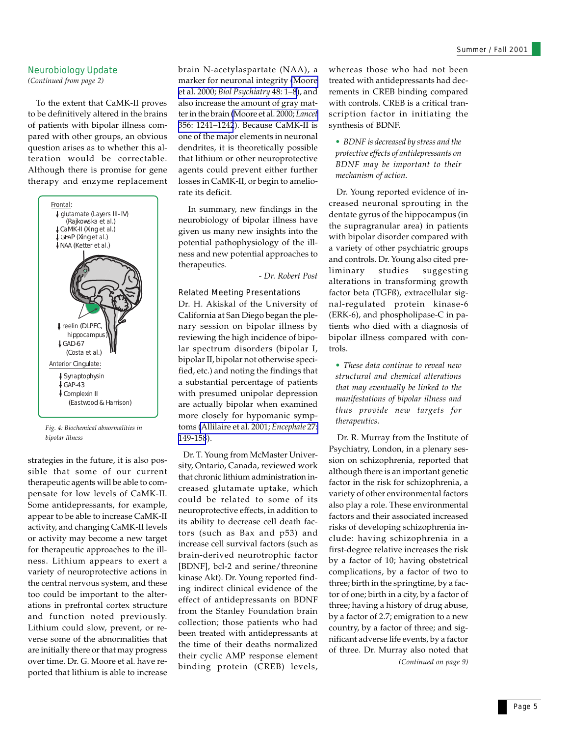## Neurobiology Update

*(Continued from page 2)*

To the extent that CaMK-II proves to be definitively altered in the brains of patients with bipolar illness compared with other groups, an obvious question arises as to whether this alteration would be correctable. Although there is promise for gene therapy and enzyme replacement strategies in the future, it is also possible that some of our current therapeutic agents will be able to compensate for low levels of CaMK-II. Some antidepressants, for example, appear to be able to increase CaMK-II activity, and changing CaMK-II levels or activity may become a new target for therapeutic approaches to the illness. Lithium appears to exert a variety of neuroprotective actions in the central nervous system, and these too could be important to the alterations in prefrontal cortex structure and function noted previously. Lithium could slow, prevent, or reverse some of the abnormalities that are initially there or that may progress over time. Dr. G. Moore et al. have reported that lithium is able to increase brain N-acetylaspartate (NAA), a marker for neuronal integrity (Moore et al. 2000; *Biol Psychiatry* 48: 1–8), and also increase the amount of gray matter in the brain (Moore et al. 2000; *Lancet* 356: 1241–1242). Because CaMK-II is one of the major elements in neuronal dendrites, it is theoretically possible that lithium or other neuroprotective agents could prevent either further losses in CaMK-II, or begin to ameliorate its deficit.

Frontal:
↓ glutamate (Layers III- IV) (Rajkowska et al.)
↓ CaMK-II (Xing et al.)
↓ GFAP (Xing et al.)
↓ NAA (Ketter et al.)

↓ reelin (DLPFC, hippocampus)
↓ GAD-67 (Costa et al.)

Anterior Cingulate:
↓ Synaptophysin
↓ GAP-43
↓ Complexin II
(Eastwood & Harrison)

*Fig. 4: Biochemical abnormalities in bipolar illness*

In summary, new findings in the neurobiology of bipolar illness have given us many new insights into the potential pathophysiology of the illness and new potential approaches to therapeutics.

*- Dr. Robert Post*

### Related Meeting Presentations

Dr. H. Akiskal of the University of California at San Diego began the plenary session on bipolar illness by reviewing the high incidence of bipolar spectrum disorders (bipolar I, bipolar II, bipolar not otherwise specified, etc.) and noting the findings that a substantial percentage of patients with presumed unipolar depression are actually bipolar when examined more closely for hypomanic symptoms (Allilaire et al. 2001; *Encephale* 27: 149-158).

Dr. T. Young from McMaster University, Ontario, Canada, reviewed work that chronic lithium administration increased glutamate uptake, which could be related to some of its neuroprotective effects, in addition to its ability to decrease cell death factors (such as Bax and p53) and increase cell survival factors (such as brain-derived neurotrophic factor [BDNF], bcl-2 and serine/threonine kinase Akt). Dr. Young reported finding indirect clinical evidence of the effect of antidepressants on BDNF from the Stanley Foundation brain collection; those patients who had been treated with antidepressants at the time of their deaths normalized their cyclic AMP response element binding protein (CREB) levels, whereas those who had not been treated with antidepressants had decrements in CREB binding compared with controls. CREB is a critical transcription factor in initiating the synthesis of BDNF.

- *BDNF is decreased by stress and the protective effects of antidepressants on BDNF may be important to their mechanism of action.*

Dr. Young reported evidence of increased neuronal sprouting in the dentate gyrus of the hippocampus (in the supragranular area) in patients with bipolar disorder compared with a variety of other psychiatric groups and controls. Dr. Young also cited preliminary studies suggesting alterations in transforming growth factor beta (TGFß), extracellular signal-regulated protein kinase-6 (ERK-6), and phospholipase-C in patients who died with a diagnosis of bipolar illness compared with controls.

- *These data continue to reveal new structural and chemical alterations that may eventually be linked to the manifestations of bipolar illness and thus provide new targets for therapeutics.*

Dr. R. Murray from the Institute of Psychiatry, London, in a plenary session on schizophrenia, reported that although there is an important genetic factor in the risk for schizophrenia, a variety of other environmental factors also play a role. These environmental factors and their associated increased risks of developing schizophrenia include: having schizophrenia in a first-degree relative increases the risk by a factor of 10; having obstetrical complications, by a factor of two to three; birth in the springtime, by a factor of one; birth in a city, by a factor of three; having a history of drug abuse, by a factor of 2.7; emigration to a new country, by a factor of three; and significant adverse life events, by a factor of three. Dr. Murray also noted that

*(Continued on page 9)*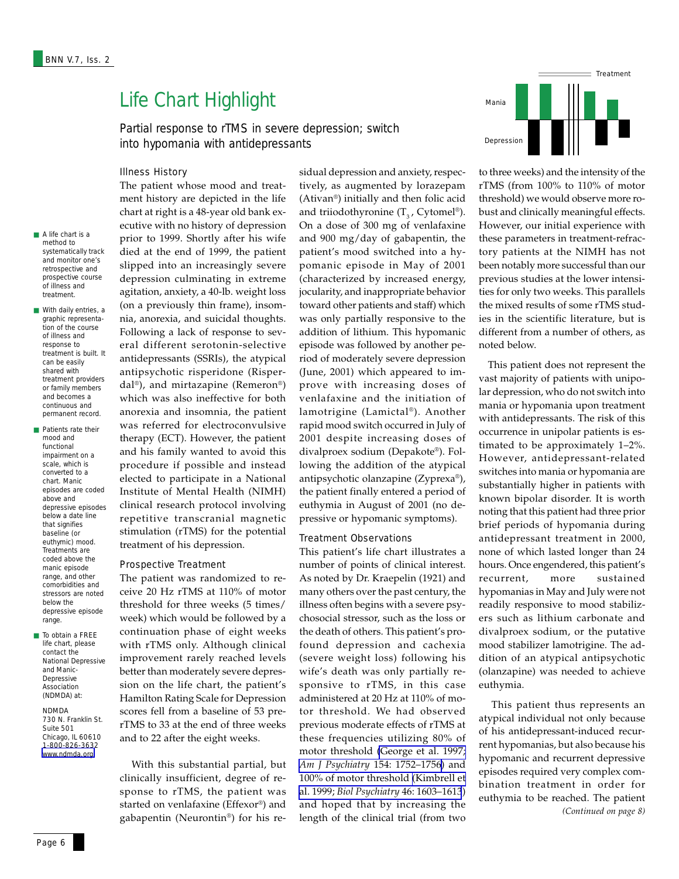# Life Chart Highlight

## Partial response to rTMS in severe depression; switch into hypomania with antidepressants

- A life chart is a method to systematically track and monitor one's retrospective and prospective course of illness and treatment.
- With daily entries, a graphic representation of the course of illness and response to treatment is built. It can be easily shared with treatment providers or family members and becomes a continuous and permanent record.
- Patients rate their mood and functional impairment on a scale, which is converted to a chart. Manic episodes are coded above and depressive episodes below a date line that signifies baseline (or euthymic) mood. Treatments are coded above the manic episode range, and other comorbidities and stressors are noted below the depressive episode range.
- To obtain a FREE life chart, please contact the National Depressive and Manic-Depressive Association (NDMDA) at:

NDMDA
730 N. Franklin St.
Suite 501
Chicago, IL 60610
1-800-826-3632
www.ndmda.org

### Illness History

The patient whose mood and treatment history are depicted in the life chart at right is a 48-year old bank executive with no history of depression prior to 1999. Shortly after his wife died at the end of 1999, the patient slipped into an increasingly severe depression culminating in extreme agitation, anxiety, a 40-lb. weight loss (on a previously thin frame), insomnia, anorexia, and suicidal thoughts. Following a lack of response to several different serotonin-selective antidepressants (SSRIs), the atypical antipsychotic risperidone (Risperdal®), and mirtazapine (Remeron®) which was also ineffective for both anorexia and insomnia, the patient was referred for electroconvulsive therapy (ECT). However, the patient and his family wanted to avoid this procedure if possible and instead elected to participate in a National Institute of Mental Health (NIMH) clinical research protocol involving repetitive transcranial magnetic stimulation (rTMS) for the potential treatment of his depression.

### Prospective Treatment

The patient was randomized to receive 20 Hz rTMS at 110% of motor threshold for three weeks (5 times/week) which would be followed by a continuation phase of eight weeks with rTMS only. Although clinical improvement rarely reached levels better than moderately severe depression on the life chart, the patient's Hamilton Rating Scale for Depression scores fell from a baseline of 53 pre-rTMS to 33 at the end of three weeks and to 22 after the eight weeks.

With this substantial partial, but clinically insufficient, degree of response to rTMS, the patient was started on venlafaxine (Effexor®) and gabapentin (Neurontin®) for his residual depression and anxiety, respectively, as augmented by lorazepam (Ativan®) initially and then folic acid and triiodothyronine ($T_3$, Cytomel®). On a dose of 300 mg of venlafaxine and 900 mg/day of gabapentin, the patient's mood switched into a hypomanic episode in May of 2001 (characterized by increased energy, jocularity, and inappropriate behavior toward other patients and staff) which was only partially responsive to the addition of lithium. This hypomanic episode was followed by another period of moderately severe depression (June, 2001) which appeared to improve with increasing doses of venlafaxine and the initiation of lamotrigine (Lamictal®). Another rapid mood switch occurred in July of 2001 despite increasing doses of divalproex sodium (Depakote®). Following the addition of the atypical antipsychotic olanzapine (Zyprexa®), the patient finally entered a period of euthymia in August of 2001 (no depressive or hypomanic symptoms).

### Treatment Observations

This patient's life chart illustrates a number of points of clinical interest. As noted by Dr. Kraepelin (1921) and many others over the past century, the illness often begins with a severe psychosocial stressor, such as the loss or the death of others. This patient's profound depression and cachexia (severe weight loss) following his wife's death was only partially responsive to rTMS, in this case administered at 20 Hz at 110% of motor threshold. We had observed previous moderate effects of rTMS at these frequencies utilizing 80% of motor threshold (George et al. 1997; *Am J Psychiatry* 154: 1752–1756) and 100% of motor threshold (Kimbrell et al. 1999; *Biol Psychiatry* 46: 1603–1613) and hoped that by increasing the length of the clinical trial (from two to three weeks) and the intensity of the rTMS (from 100% to 110% of motor threshold) we would observe more robust and clinically meaningful effects. However, our initial experience with these parameters in treatment-refractory patients at the NIMH has not been notably more successful than our previous studies at the lower intensities for only two weeks. This parallels the mixed results of some rTMS studies in the scientific literature, but is different from a number of others, as noted below.

This patient does not represent the vast majority of patients with unipolar depression, who do not switch into mania or hypomania upon treatment with antidepressants. The risk of this occurrence in unipolar patients is estimated to be approximately 1–2%. However, antidepressant-related switches into mania or hypomania are substantially higher in patients with known bipolar disorder. It is worth noting that this patient had three prior brief periods of hypomania during antidepressant treatment in 2000, none of which lasted longer than 24 hours. Once engendered, this patient's recurrent, more sustained hypomanias in May and July were not readily responsive to mood stabilizers such as lithium carbonate and divalproex sodium, or the putative mood stabilizer lamotrigine. The addition of an atypical antipsychotic (olanzapine) was needed to achieve euthymia.

This patient thus represents an atypical individual not only because of his antidepressant-induced recurrent hypomanias, but also because his hypomanic and recurrent depressive episodes required very complex combination treatment in order for euthymia to be reached. The patient

*(Continued on page 8)*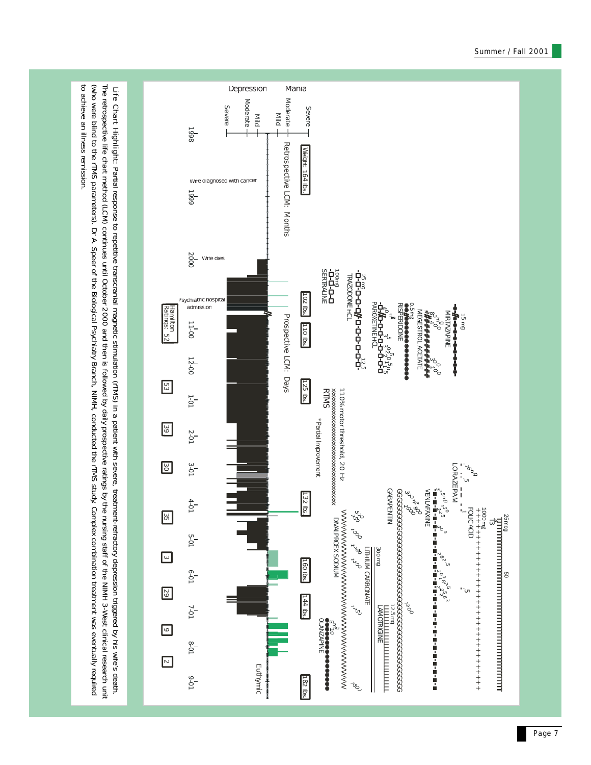Life Chart Highlight: Partial response to repetitive transcranial magnetic stimulation (rTMS) in a patient with severe, treatment-refractory depression triggered by his wife's death. The retrospective life chart method (LCM) continues until October 2000 and then is followed by daily prospective ratings by the nursing staff of the NIMH 3-West clinical research unit (who were blind to the rTMS parameters). Dr. A. Speer of the Biological Psychiatry Branch, NIMH, conducted the rTMS study. Complex combination treatment was eventually required to achieve an illness remission.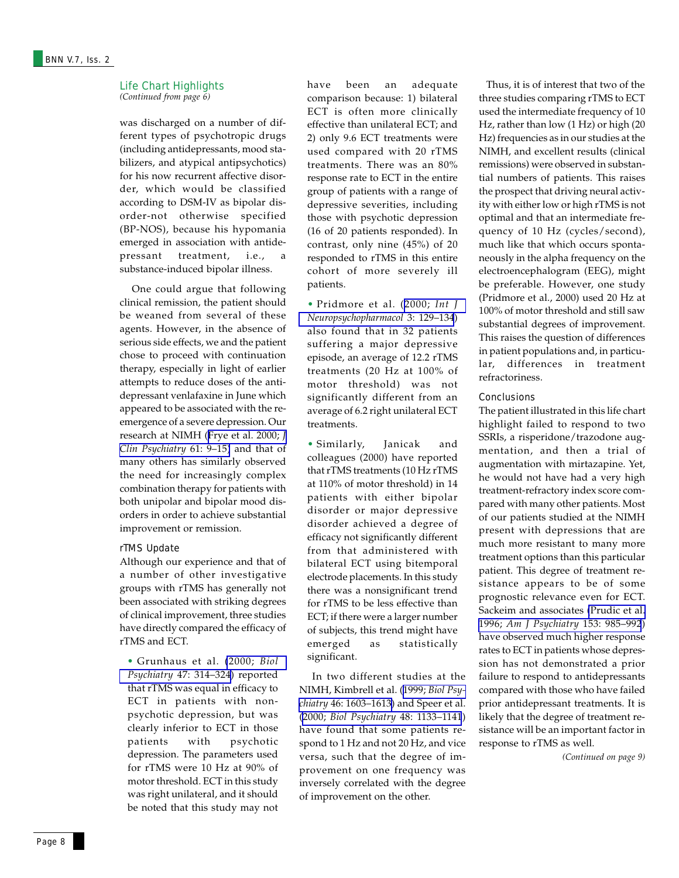## Life Chart Highlights

*(Continued from page 6)*

was discharged on a number of different types of psychotropic drugs (including antidepressants, mood stabilizers, and atypical antipsychotics) for his now recurrent affective disorder, which would be classified according to DSM-IV as bipolar disorder-not otherwise specified (BP-NOS), because his hypomania emerged in association with antidepressant treatment, i.e., a substance-induced bipolar illness.

One could argue that following clinical remission, the patient should be weaned from several of these agents. However, in the absence of serious side effects, we and the patient chose to proceed with continuation therapy, especially in light of earlier attempts to reduce doses of the antidepressant venlafaxine in June which appeared to be associated with the re-emergence of a severe depression. Our research at NIMH (Frye et al. 2000; *J Clin Psychiatry* 61: 9–15) and that of many others has similarly observed the need for increasingly complex combination therapy for patients with both unipolar and bipolar mood disorders in order to achieve substantial improvement or remission.

### rTMS Update

Although our experience and that of a number of other investigative groups with rTMS has generally not been associated with striking degrees of clinical improvement, three studies have directly compared the efficacy of rTMS and ECT.

- Grunhaus et al. (2000; *Biol Psychiatry* 47: 314–324) reported that rTMS was equal in efficacy to ECT in patients with non-psychotic depression, but was clearly inferior to ECT in those patients with psychotic depression. The parameters used for rTMS were 10 Hz at 90% of motor threshold. ECT in this study was right unilateral, and it should be noted that this study may not have been an adequate comparison because: 1) bilateral ECT is often more clinically effective than unilateral ECT; and 2) only 9.6 ECT treatments were used compared with 20 rTMS treatments. There was an 80% response rate to ECT in the entire group of patients with a range of depressive severities, including those with psychotic depression (16 of 20 patients responded). In contrast, only nine (45%) of 20 responded to rTMS in this entire cohort of more severely ill patients.

- Pridmore et al. (2000; *Int J Neuropsychopharmacol* 3: 129–134) also found that in 32 patients suffering a major depressive episode, an average of 12.2 rTMS treatments (20 Hz at 100% of motor threshold) was not significantly different from an average of 6.2 right unilateral ECT treatments.

- Similarly, Janicak and colleagues (2000) have reported that rTMS treatments (10 Hz rTMS at 110% of motor threshold) in 14 patients with either bipolar disorder or major depressive disorder achieved a degree of efficacy not significantly different from that administered with bilateral ECT using bitemporal electrode placements. In this study there was a nonsignificant trend for rTMS to be less effective than ECT; if there were a larger number of subjects, this trend might have emerged as statistically significant.

In two different studies at the NIMH, Kimbrell et al. (1999; *Biol Psychiatry* 46: 1603–1613) and Speer et al. (2000; *Biol Psychiatry* 48: 1133–1141) have found that some patients respond to 1 Hz and not 20 Hz, and vice versa, such that the degree of improvement on one frequency was inversely correlated with the degree of improvement on the other.

Thus, it is of interest that two of the three studies comparing rTMS to ECT used the intermediate frequency of 10 Hz, rather than low (1 Hz) or high (20 Hz) frequencies as in our studies at the NIMH, and excellent results (clinical remissions) were observed in substantial numbers of patients. This raises the prospect that driving neural activity with either low or high rTMS is not optimal and that an intermediate frequency of 10 Hz (cycles/second), much like that which occurs spontaneously in the alpha frequency on the electroencephalogram (EEG), might be preferable. However, one study (Pridmore et al., 2000) used 20 Hz at 100% of motor threshold and still saw substantial degrees of improvement. This raises the question of differences in patient populations and, in particular, differences in treatment refractoriness.

### Conclusions

The patient illustrated in this life chart highlight failed to respond to two SSRIs, a risperidone/trazodone augmentation, and then a trial of augmentation with mirtazapine. Yet, he would not have had a very high treatment-refractory index score compared with many other patients. Most of our patients studied at the NIMH present with depressions that are much more resistant to many more treatment options than this particular patient. This degree of treatment resistance appears to be of some prognostic relevance even for ECT. Sackeim and associates (Prudic et al. 1996; *Am J Psychiatry* 153: 985–992) have observed much higher response rates to ECT in patients whose depression has not demonstrated a prior failure to respond to antidepressants compared with those who have failed prior antidepressant treatments. It is likely that the degree of treatment resistance will be an important factor in response to rTMS as well.

*(Continued on page 9)*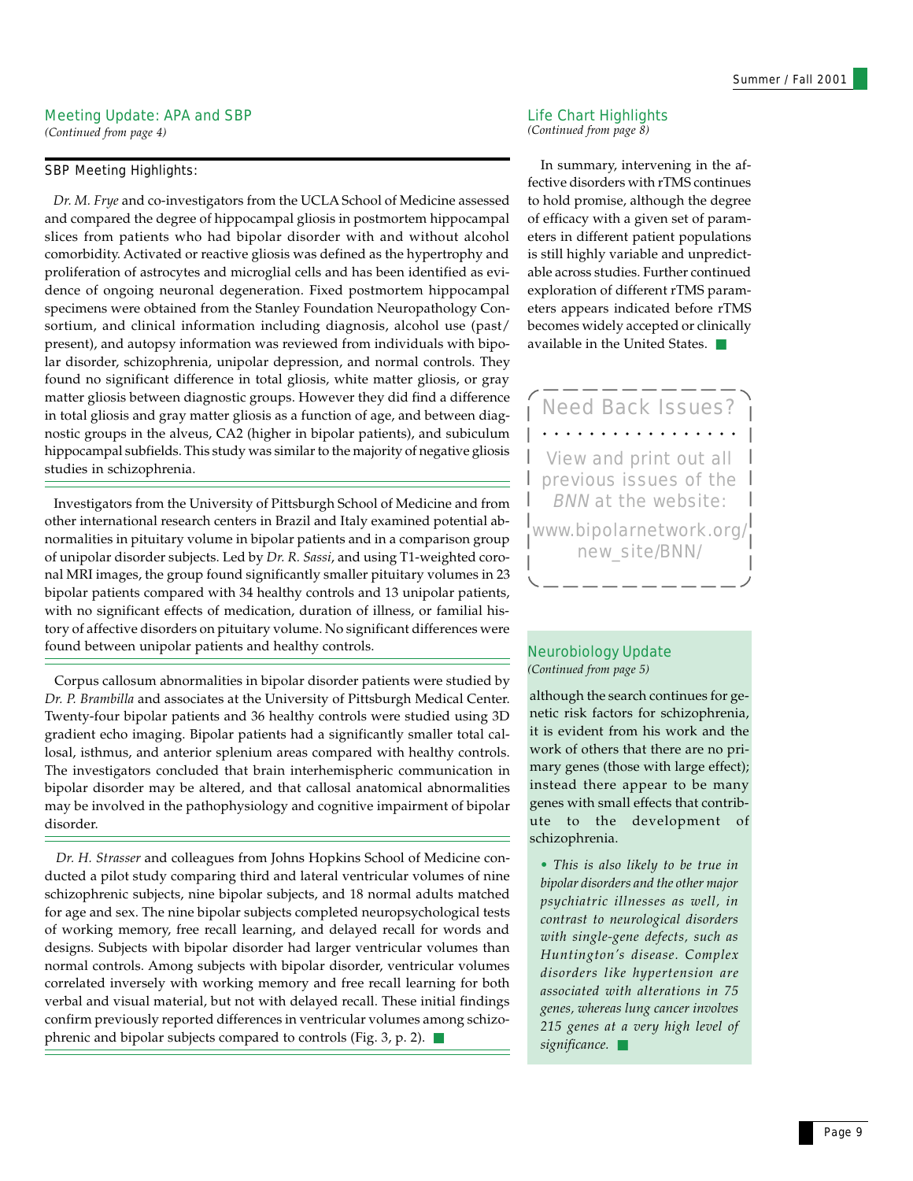## Meeting Update: APA and SBP

*(Continued from page 4)*

### SBP Meeting Highlights:

*Dr. M. Frye* and co-investigators from the UCLA School of Medicine assessed and compared the degree of hippocampal gliosis in postmortem hippocampal slices from patients who had bipolar disorder with and without alcohol comorbidity. Activated or reactive gliosis was defined as the hypertrophy and proliferation of astrocytes and microglial cells and has been identified as evidence of ongoing neuronal degeneration. Fixed postmortem hippocampal specimens were obtained from the Stanley Foundation Neuropathology Consortium, and clinical information including diagnosis, alcohol use (past/present), and autopsy information was reviewed from individuals with bipolar disorder, schizophrenia, unipolar depression, and normal controls. They found no significant difference in total gliosis, white matter gliosis, or gray matter gliosis between diagnostic groups. However they did find a difference in total gliosis and gray matter gliosis as a function of age, and between diagnostic groups in the alveus, CA2 (higher in bipolar patients), and subiculum hippocampal subfields. This study was similar to the majority of negative gliosis studies in schizophrenia.

Investigators from the University of Pittsburgh School of Medicine and from other international research centers in Brazil and Italy examined potential abnormalities in pituitary volume in bipolar patients and in a comparison group of unipolar disorder subjects. Led by *Dr. R. Sassi*, and using T1-weighted coronal MRI images, the group found significantly smaller pituitary volumes in 23 bipolar patients compared with 34 healthy controls and 13 unipolar patients, with no significant effects of medication, duration of illness, or familial history of affective disorders on pituitary volume. No significant differences were found between unipolar patients and healthy controls.

Corpus callosum abnormalities in bipolar disorder patients were studied by *Dr. P. Brambilla* and associates at the University of Pittsburgh Medical Center. Twenty-four bipolar patients and 36 healthy controls were studied using 3D gradient echo imaging. Bipolar patients had a significantly smaller total callosal, isthmus, and anterior splenium areas compared with healthy controls. The investigators concluded that brain interhemispheric communication in bipolar disorder may be altered, and that callosal anatomical abnormalities may be involved in the pathophysiology and cognitive impairment of bipolar disorder.

*Dr. H. Strasser* and colleagues from Johns Hopkins School of Medicine conducted a pilot study comparing third and lateral ventricular volumes of nine schizophrenic subjects, nine bipolar subjects, and 18 normal adults matched for age and sex. The nine bipolar subjects completed neuropsychological tests of working memory, free recall learning, and delayed recall for words and designs. Subjects with bipolar disorder had larger ventricular volumes than normal controls. Among subjects with bipolar disorder, ventricular volumes correlated inversely with working memory and free recall learning for both verbal and visual material, but not with delayed recall. These initial findings confirm previously reported differences in ventricular volumes among schizophrenic and bipolar subjects compared to controls (Fig. 3, p. 2).

## Life Chart Highlights

*(Continued from page 8)*

In summary, intervening in the affective disorders with rTMS continues to hold promise, although the degree of efficacy with a given set of parameters in different patient populations is still highly variable and unpredictable across studies. Further continued exploration of different rTMS parameters appears indicated before rTMS becomes widely accepted or clinically available in the United States.

**Need Back Issues?**

View and print out all previous issues of the *BNN* at the website:

www.bipolarnetwork.org/new_site/BNN/

## Neurobiology Update

*(Continued from page 5)*

although the search continues for genetic risk factors for schizophrenia, it is evident from his work and the work of others that there are no primary genes (those with large effect); instead there appear to be many genes with small effects that contribute to the development of schizophrenia.

- *This is also likely to be true in bipolar disorders and the other major psychiatric illnesses as well, in contrast to neurological disorders with single-gene defects, such as Huntington's disease. Complex disorders like hypertension are associated with alterations in 75 genes, whereas lung cancer involves 215 genes at a very high level of significance.*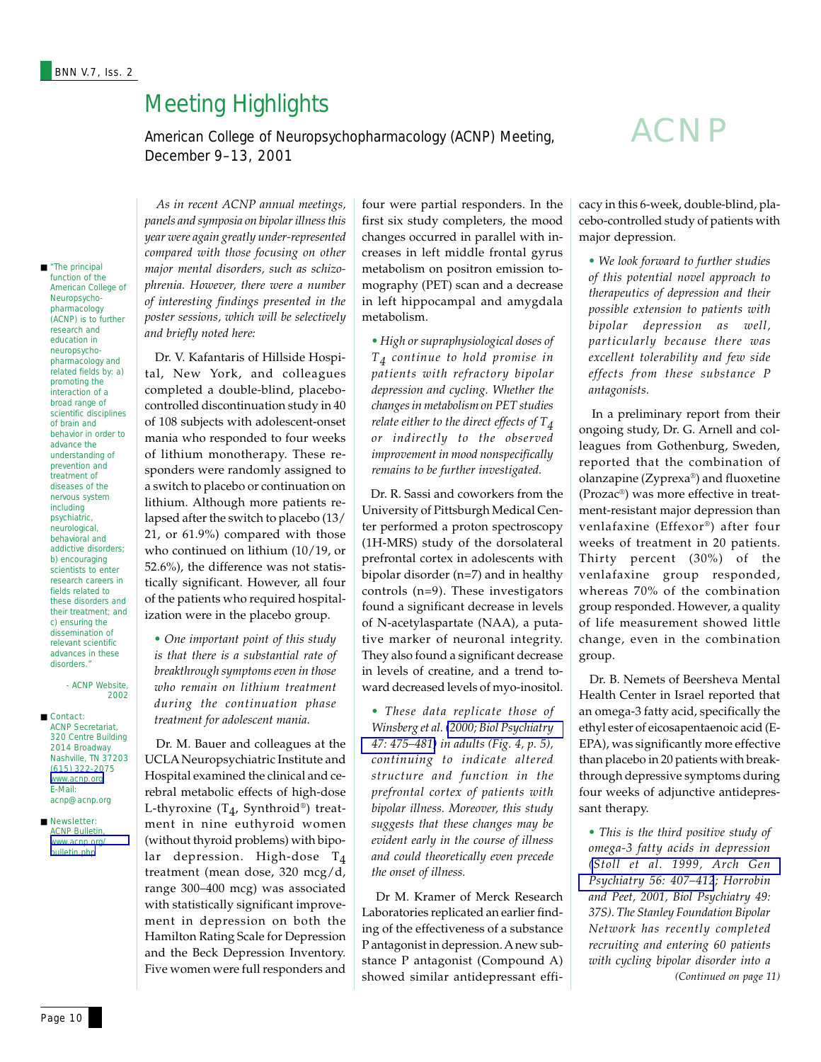# Meeting Highlights

## American College of Neuropsychopharmacology (ACNP) Meeting, December 9–13, 2001

ACNP

*As in recent ACNP annual meetings, panels and symposia on bipolar illness this year were again greatly under-represented compared with those focusing on other major mental disorders, such as schizophrenia. However, there were a number of interesting findings presented in the poster sessions, which will be selectively and briefly noted here:*

Dr. V. Kafantaris of Hillside Hospital, New York, and colleagues completed a double-blind, placebo-controlled discontinuation study in 40 of 108 subjects with adolescent-onset mania who responded to four weeks of lithium monotherapy. These responders were randomly assigned to a switch to placebo or continuation on lithium. Although more patients relapsed after the switch to placebo (13/21, or 61.9%) compared with those who continued on lithium (10/19, or 52.6%), the difference was not statistically significant. However, all four of the patients who required hospitalization were in the placebo group.

- *One important point of this study is that there is a substantial rate of breakthrough symptoms even in those who remain on lithium treatment during the continuation phase treatment for adolescent mania.*

Dr. M. Bauer and colleagues at the UCLA Neuropsychiatric Institute and Hospital examined the clinical and cerebral metabolic effects of high-dose L-thyroxine ($T_4$, Synthroid®) treatment in nine euthyroid women (without thyroid problems) with bipolar depression. High-dose $T_4$ treatment (mean dose, 320 mcg/d, range 300–400 mcg) was associated with statistically significant improvement in depression on both the Hamilton Rating Scale for Depression and the Beck Depression Inventory. Five women were full responders and four were partial responders. In the first six study completers, the mood changes occurred in parallel with increases in left middle frontal gyrus metabolism on positron emission tomography (PET) scan and a decrease in left hippocampal and amygdala metabolism.

- *High or supraphysiological doses of $T_4$ continue to hold promise in patients with refractory bipolar depression and cycling. Whether the changes in metabolism on PET studies relate either to the direct effects of $T_4$ or indirectly to the observed improvement in mood nonspecifically remains to be further investigated.*

Dr. R. Sassi and coworkers from the University of Pittsburgh Medical Center performed a proton spectroscopy (1H-MRS) study of the dorsolateral prefrontal cortex in adolescents with bipolar disorder (n=7) and in healthy controls (n=9). These investigators found a significant decrease in levels of N-acetylaspartate (NAA), a putative marker of neuronal integrity. They also found a significant decrease in levels of creatine, and a trend toward decreased levels of myo-inositol.

- *These data replicate those of Winsberg et al. (2000; Biol Psychiatry 47: 475–481) in adults (Fig. 4, p. 5), continuing to indicate altered structure and function in the prefrontal cortex of patients with bipolar illness. Moreover, this study suggests that these changes may be evident early in the course of illness and could theoretically even precede the onset of illness.*

Dr M. Kramer of Merck Research Laboratories replicated an earlier finding of the effectiveness of a substance P antagonist in depression. A new substance P antagonist (Compound A) showed similar antidepressant efficacy in this 6-week, double-blind, placebo-controlled study of patients with major depression.

- *We look forward to further studies of this potential novel approach to therapeutics of depression and their possible extension to patients with bipolar depression as well, particularly because there was excellent tolerability and few side effects from these substance P antagonists.*

In a preliminary report from their ongoing study, Dr. G. Arnell and colleagues from Gothenburg, Sweden, reported that the combination of olanzapine (Zyprexa®) and fluoxetine (Prozac®) was more effective in treatment-resistant major depression than venlafaxine (Effexor®) after four weeks of treatment in 20 patients. Thirty percent (30%) of the venlafaxine group responded, whereas 70% of the combination group responded. However, a quality of life measurement showed little change, even in the combination group.

Dr. B. Nemets of Beersheva Mental Health Center in Israel reported that an omega-3 fatty acid, specifically the ethyl ester of eicosapentaenoic acid (E-EPA), was significantly more effective than placebo in 20 patients with breakthrough depressive symptoms during four weeks of adjunctive antidepressant therapy.

- *This is the third positive study of omega-3 fatty acids in depression (Stoll et al. 1999, Arch Gen Psychiatry 56: 407–412; Horrobin and Peet, 2001, Biol Psychiatry 49: 37S). The Stanley Foundation Bipolar Network has recently completed recruiting and entering 60 patients with cycling bipolar disorder into a*

*(Continued on page 11)*

---

"The principal function of the American College of Neuropsychopharmacology (ACNP) is to further research and education in neuropsychopharmacology and related fields by: a) promoting the interaction of a broad range of scientific disciplines of brain and behavior in order to advance the understanding of prevention and treatment of diseases of the nervous system including psychiatric, neurological, behavioral and addictive disorders; b) encouraging scientists to enter research careers in fields related to these disorders and their treatment; and c) ensuring the dissemination of relevant scientific advances in these disorders."

\- ACNP Website, 2002

Contact:
ACNP Secretariat,
320 Centre Building
2014 Broadway
Nashville, TN 37203
(615) 322-2075
www.acnp.org
E-Mail:
acnp@acnp.org

Newsletter:
ACNP Bulletin,
www.acnp.org/bulletin.php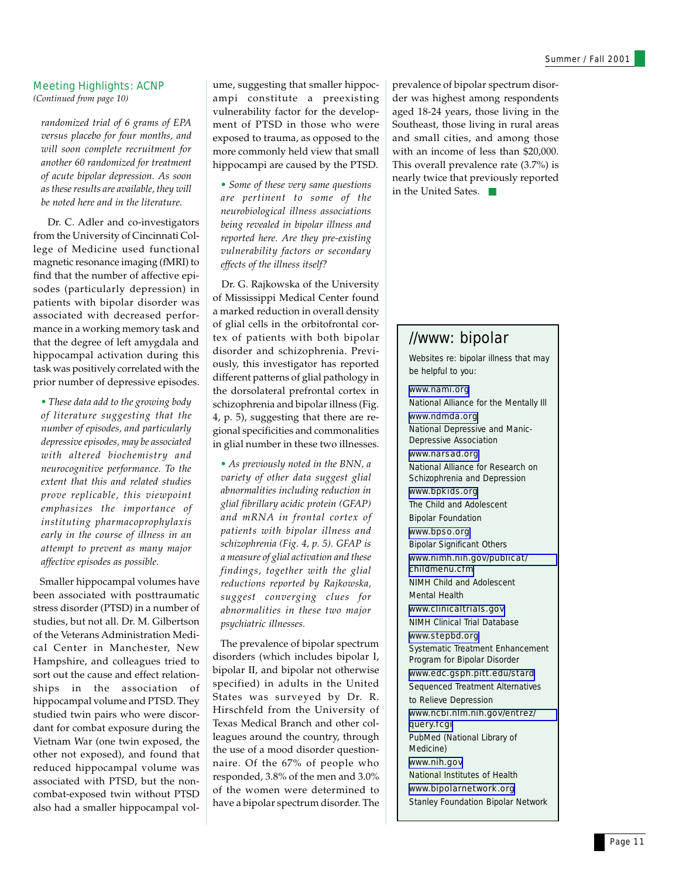## Meeting Highlights: ACNP

*(Continued from page 10)*

*randomized trial of 6 grams of EPA versus placebo for four months, and will soon complete recruitment for another 60 randomized for treatment of acute bipolar depression. As soon as these results are available, they will be noted here and in the literature.*

Dr. C. Adler and co-investigators from the University of Cincinnati College of Medicine used functional magnetic resonance imaging (fMRI) to find that the number of affective episodes (particularly depression) in patients with bipolar disorder was associated with decreased performance in a working memory task and that the degree of left amygdala and hippocampal activation during this task was positively correlated with the prior number of depressive episodes.

- *These data add to the growing body of literature suggesting that the number of episodes, and particularly depressive episodes, may be associated with altered biochemistry and neurocognitive performance. To the extent that this and related studies prove replicable, this viewpoint emphasizes the importance of instituting pharmacoprophylaxis early in the course of illness in an attempt to prevent as many major affective episodes as possible.*

Smaller hippocampal volumes have been associated with posttraumatic stress disorder (PTSD) in a number of studies, but not all. Dr. M. Gilbertson of the Veterans Administration Medical Center in Manchester, New Hampshire, and colleagues tried to sort out the cause and effect relationships in the association of hippocampal volume and PTSD. They studied twin pairs who were discordant for combat exposure during the Vietnam War (one twin exposed, the other not exposed), and found that reduced hippocampal volume was associated with PTSD, but the non-combat-exposed twin without PTSD also had a smaller hippocampal volume, suggesting that smaller hippocampi constitute a preexisting vulnerability factor for the development of PTSD in those who were exposed to trauma, as opposed to the more commonly held view that small hippocampi are caused by the PTSD.

- *Some of these very same questions are pertinent to some of the neurobiological illness associations being revealed in bipolar illness and reported here. Are they pre-existing vulnerability factors or secondary effects of the illness itself?*

Dr. G. Rajkowska of the University of Mississippi Medical Center found a marked reduction in overall density of glial cells in the orbitofrontal cortex of patients with both bipolar disorder and schizophrenia. Previously, this investigator has reported different patterns of glial pathology in the dorsolateral prefrontal cortex in schizophrenia and bipolar illness (Fig. 4, p. 5), suggesting that there are regional specificities and commonalities in glial number in these two illnesses.

- *As previously noted in the BNN, a variety of other data suggest glial abnormalities including reduction in glial fibrillary acidic protein (GFAP) and mRNA in frontal cortex of patients with bipolar illness and schizophrenia (Fig. 4, p. 5). GFAP is a measure of glial activation and these findings, together with the glial reductions reported by Rajkowska, suggest converging clues for abnormalities in these two major psychiatric illnesses.*

The prevalence of bipolar spectrum disorders (which includes bipolar I, bipolar II, and bipolar not otherwise specified) in adults in the United States was surveyed by Dr. R. Hirschfeld from the University of Texas Medical Branch and other colleagues around the country, through the use of a mood disorder questionnaire. Of the 67% of people who responded, 3.8% of the men and 3.0% of the women were determined to have a bipolar spectrum disorder. The prevalence of bipolar spectrum disorder was highest among respondents aged 18-24 years, those living in the Southeast, those living in rural areas and small cities, and among those with an income of less than $20,000. This overall prevalence rate (3.7%) is nearly twice that previously reported in the United Sates.

## //www: bipolar

Websites re: bipolar illness that may be helpful to you:

www.nami.org
National Alliance for the Mentally Ill

www.ndmda.org
National Depressive and Manic-Depressive Association

www.narsad.org
National Alliance for Research on Schizophrenia and Depression

www.bpkids.org
The Child and Adolescent Bipolar Foundation

www.bpso.org
Bipolar Significant Others

www.nimh.nih.gov/publicat/childmenu.cfm
NIMH Child and Adolescent Mental Health

www.clinicaltrials.gov
NIMH Clinical Trial Database

www.stepbd.org
Systematic Treatment Enhancement Program for Bipolar Disorder

www.edc.gsph.pitt.edu/stard
Sequenced Treatment Alternatives to Relieve Depression

www.ncbi.nlm.nih.gov/entrez/query.fcgi
PubMed (National Library of Medicine)

www.nih.gov
National Institutes of Health

www.bipolarnetwork.org
Stanley Foundation Bipolar Network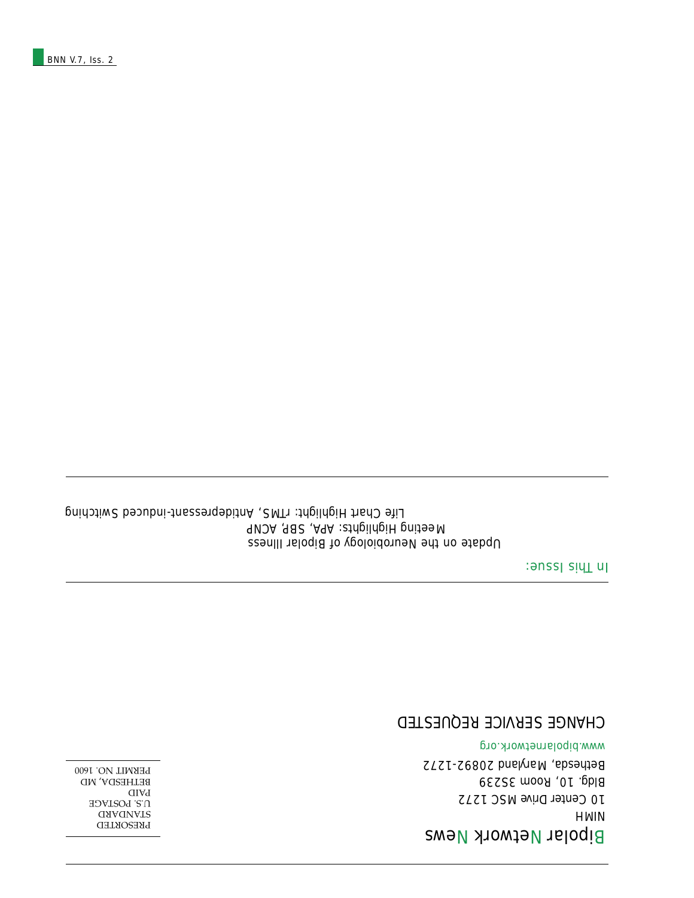Bipolar Network News

NIMH
10 Center Drive MSC 1272
Bldg. 10, Room 3S239
Bethesda, Maryland 20892-1272

www.bipolarnetwork.org

CHANGE SERVICE REQUESTED

PRESORTED
STANDARD
U.S. POSTAGE
PAID
BETHESDA, MD
PERMIT NO. 1600

In This Issue:

Update on the Neurobiology of Bipolar Illness
Meeting Highlights: APA, SBP, ACNP
Life Chart Highlight: rTMS, Antidepressant-induced Switching